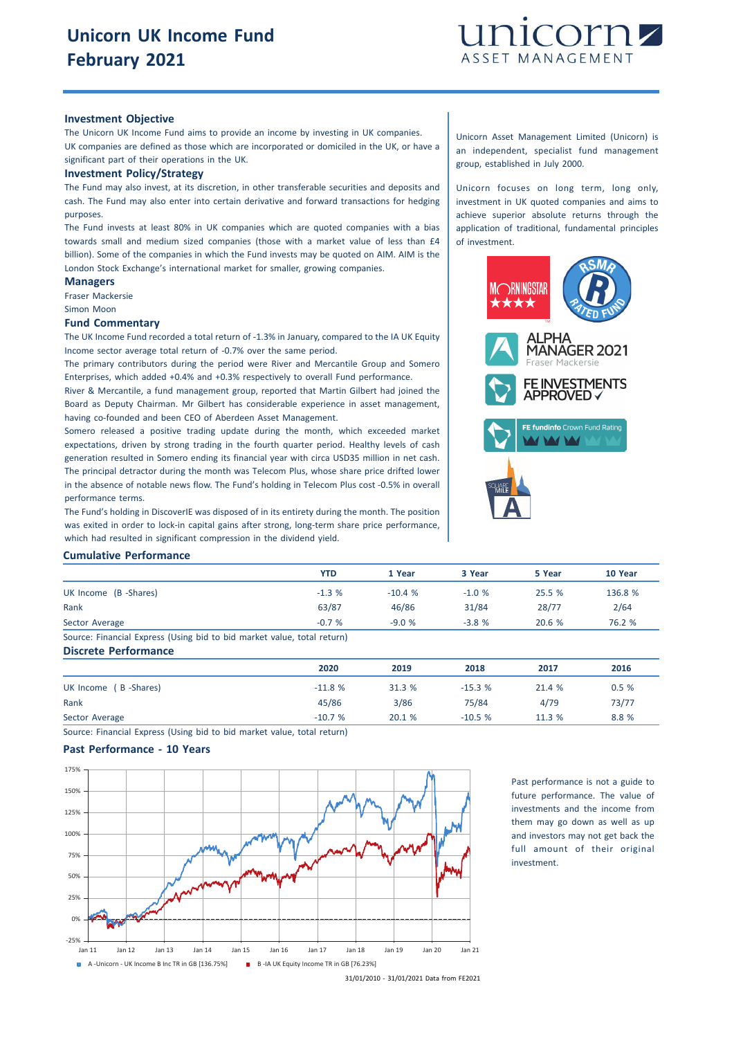# Unicorn UK Income Fund
# February 2021

## Investment Objective

The Unicorn UK Income Fund aims to provide an income by investing in UK companies.
UK companies are defined as those which are incorporated or domiciled in the UK, or have a significant part of their operations in the UK.

## Investment Policy/Strategy

The Fund may also invest, at its discretion, in other transferable securities and deposits and cash. The Fund may also enter into certain derivative and forward transactions for hedging purposes.

The Fund invests at least 80% in UK companies which are quoted companies with a bias towards small and medium sized companies (those with a market value of less than £4 billion). Some of the companies in which the Fund invests may be quoted on AIM. AIM is the London Stock Exchange's international market for smaller, growing companies.

## Managers

Fraser Mackersie
Simon Moon

## Fund Commentary

The UK Income Fund recorded a total return of -1.3% in January, compared to the IA UK Equity Income sector average total return of -0.7% over the same period.

The primary contributors during the period were River and Mercantile Group and Somero Enterprises, which added +0.4% and +0.3% respectively to overall Fund performance.

River & Mercantile, a fund management group, reported that Martin Gilbert had joined the Board as Deputy Chairman. Mr Gilbert has considerable experience in asset management, having co-founded and been CEO of Aberdeen Asset Management.

Somero released a positive trading update during the month, which exceeded market expectations, driven by strong trading in the fourth quarter period. Healthy levels of cash generation resulted in Somero ending its financial year with circa USD35 million in net cash.

The principal detractor during the month was Telecom Plus, whose share price drifted lower in the absence of notable news flow. The Fund's holding in Telecom Plus cost -0.5% in overall performance terms.

The Fund's holding in DiscoverIE was disposed of in its entirety during the month. The position was exited in order to lock-in capital gains after strong, long-term share price performance, which had resulted in significant compression in the dividend yield.

Unicorn Asset Management Limited (Unicorn) is an independent, specialist fund management group, established in July 2000.

Unicorn focuses on long term, long only, investment in UK quoted companies and aims to achieve superior absolute returns through the application of traditional, fundamental principles of investment.

## Cumulative Performance

| | YTD | 1 Year | 3 Year | 5 Year | 10 Year |
|---|---|---|---|---|---|
| UK Income (B -Shares) | -1.3 % | -10.4 % | -1.0 % | 25.5 % | 136.8 % |
| Rank | 63/87 | 46/86 | 31/84 | 28/77 | 2/64 |
| Sector Average | -0.7 % | -9.0 % | -3.8 % | 20.6 % | 76.2 % |

Source: Financial Express (Using bid to bid market value, total return)

## Discrete Performance

| | 2020 | 2019 | 2018 | 2017 | 2016 |
|---|---|---|---|---|---|
| UK Income ( B -Shares) | -11.8 % | 31.3 % | -15.3 % | 21.4 % | 0.5 % |
| Rank | 45/86 | 3/86 | 75/84 | 4/79 | 73/77 |
| Sector Average | -10.7 % | 20.1 % | -10.5 % | 11.3 % | 8.8 % |

Source: Financial Express (Using bid to bid market value, total return)

## Past Performance - 10 Years

A -Unicorn - UK Income B Inc TR in GB [136.75%]
B -IA UK Equity Income TR in GB [76.23%]

31/01/2010 - 31/01/2021 Data from FE2021

Past performance is not a guide to future performance. The value of investments and the income from them may go down as well as up and investors may not get back the full amount of their original investment.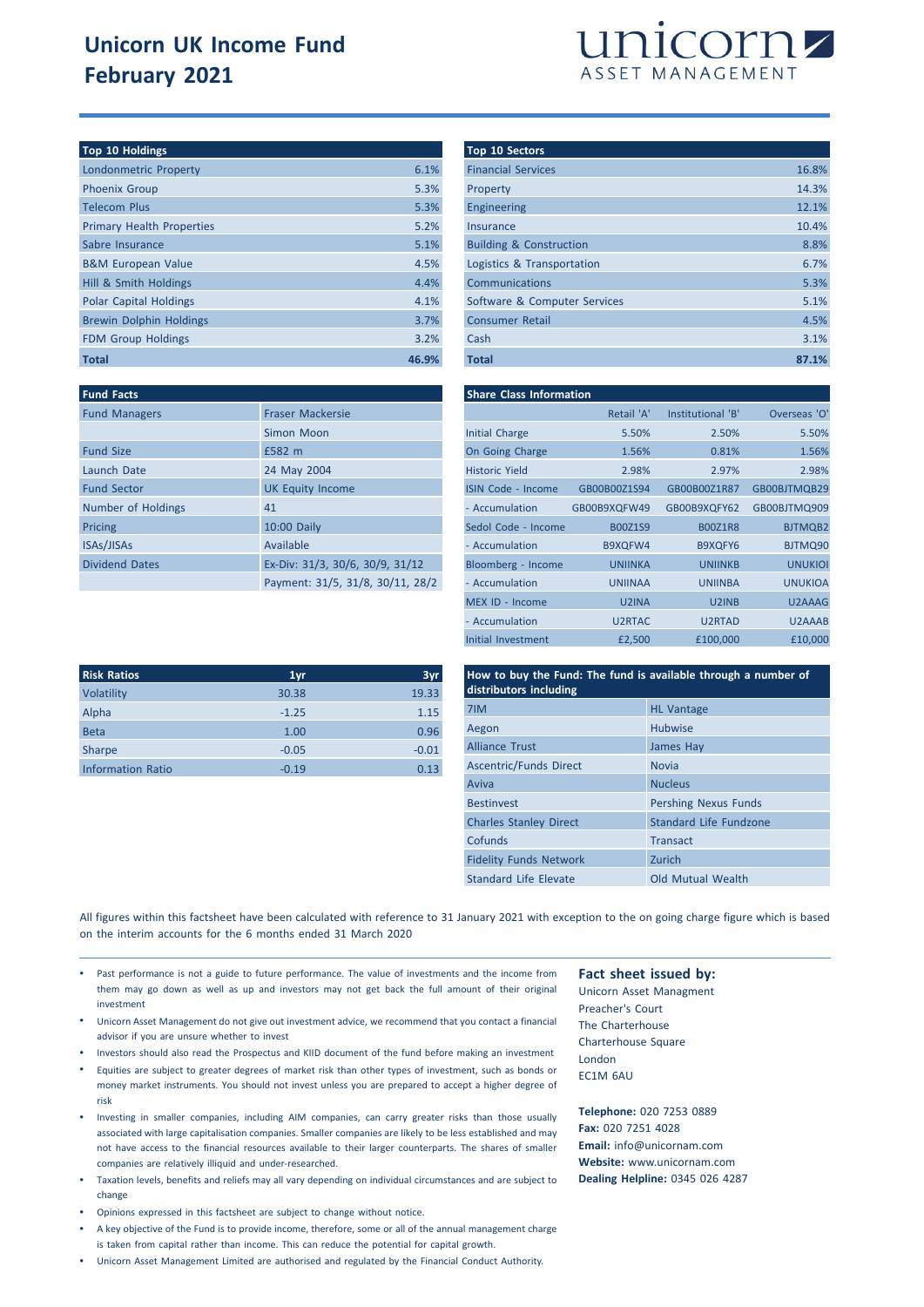# Unicorn UK Income Fund
# February 2021

| Top 10 Holdings | |
|---|---|
| Londonmetric Property | 6.1% |
| Phoenix Group | 5.3% |
| Telecom Plus | 5.3% |
| Primary Health Properties | 5.2% |
| Sabre Insurance | 5.1% |
| B&M European Value | 4.5% |
| Hill & Smith Holdings | 4.4% |
| Polar Capital Holdings | 4.1% |
| Brewin Dolphin Holdings | 3.7% |
| FDM Group Holdings | 3.2% |
| **Total** | **46.9%** |

| Top 10 Sectors | |
|---|---|
| Financial Services | 16.8% |
| Property | 14.3% |
| Engineering | 12.1% |
| Insurance | 10.4% |
| Building & Construction | 8.8% |
| Logistics & Transportation | 6.7% |
| Communications | 5.3% |
| Software & Computer Services | 5.1% |
| Consumer Retail | 4.5% |
| Cash | 3.1% |
| **Total** | **87.1%** |

| Fund Facts | |
|---|---|
| Fund Managers | Fraser Mackersie |
| | Simon Moon |
| Fund Size | £582 m |
| Launch Date | 24 May 2004 |
| Fund Sector | UK Equity Income |
| Number of Holdings | 41 |
| Pricing | 10:00 Daily |
| ISAs/JISAs | Available |
| Dividend Dates | Ex-Div: 31/3, 30/6, 30/9, 31/12 |
| | Payment: 31/5, 31/8, 30/11, 28/2 |

| Share Class Information | Retail 'A' | Institutional 'B' | Overseas 'O' |
|---|---|---|---|
| Initial Charge | 5.50% | 2.50% | 5.50% |
| On Going Charge | 1.56% | 0.81% | 1.56% |
| Historic Yield | 2.98% | 2.97% | 2.98% |
| ISIN Code - Income | GB00B00Z1S94 | GB00B00Z1R87 | GB00BJTMQB29 |
| - Accumulation | GB00B9XQFW49 | GB00B9XQFY62 | GB00BJTMQ909 |
| Sedol Code - Income | B00Z1S9 | B00Z1R8 | BJTMQB2 |
| - Accumulation | B9XQFW4 | B9XQFY6 | BJTMQ90 |
| Bloomberg - Income | UNIINKA | UNIINKB | UNUKIOI |
| - Accumulation | UNIINAA | UNIINBA | UNUKIOA |
| MEX ID - Income | U2INA | U2INB | U2AAAG |
| - Accumulation | U2RTAC | U2RTAD | U2AAAB |
| Initial Investment | £2,500 | £100,000 | £10,000 |

| Risk Ratios | 1yr | 3yr |
|---|---|---|
| Volatility | 30.38 | 19.33 |
| Alpha | -1.25 | 1.15 |
| Beta | 1.00 | 0.96 |
| Sharpe | -0.05 | -0.01 |
| Information Ratio | -0.19 | 0.13 |

| How to buy the Fund: The fund is available through a number of distributors including | |
|---|---|
| 7IM | HL Vantage |
| Aegon | Hubwise |
| Alliance Trust | James Hay |
| Ascentric/Funds Direct | Novia |
| Aviva | Nucleus |
| Bestinvest | Pershing Nexus Funds |
| Charles Stanley Direct | Standard Life Fundzone |
| Cofunds | Transact |
| Fidelity Funds Network | Zurich |
| Standard Life Elevate | Old Mutual Wealth |

All figures within this factsheet have been calculated with reference to 31 January 2021 with exception to the on going charge figure which is based on the interim accounts for the 6 months ended 31 March 2020

- Past performance is not a guide to future performance. The value of investments and the income from them may go down as well as up and investors may not get back the full amount of their original investment
- Unicorn Asset Management do not give out investment advice, we recommend that you contact a financial advisor if you are unsure whether to invest
- Investors should also read the Prospectus and KIID document of the fund before making an investment
- Equities are subject to greater degrees of market risk than other types of investment, such as bonds or money market instruments. You should not invest unless you are prepared to accept a higher degree of risk
- Investing in smaller companies, including AIM companies, can carry greater risks than those usually associated with large capitalisation companies. Smaller companies are likely to be less established and may not have access to the financial resources available to their larger counterparts. The shares of smaller companies are relatively illiquid and under-researched.
- Taxation levels, benefits and reliefs may all vary depending on individual circumstances and are subject to change
- Opinions expressed in this factsheet are subject to change without notice.
- A key objective of the Fund is to provide income, therefore, some or all of the annual management charge is taken from capital rather than income. This can reduce the potential for capital growth.
- Unicorn Asset Management Limited are authorised and regulated by the Financial Conduct Authority.

**Fact sheet issued by:**

Unicorn Asset Managment
Preacher's Court
The Charterhouse
Charterhouse Square
London
EC1M 6AU

**Telephone:** 020 7253 0889
**Fax:** 020 7251 4028
**Email:** info@unicornam.com
**Website:** www.unicornam.com
**Dealing Helpline:** 0345 026 4287